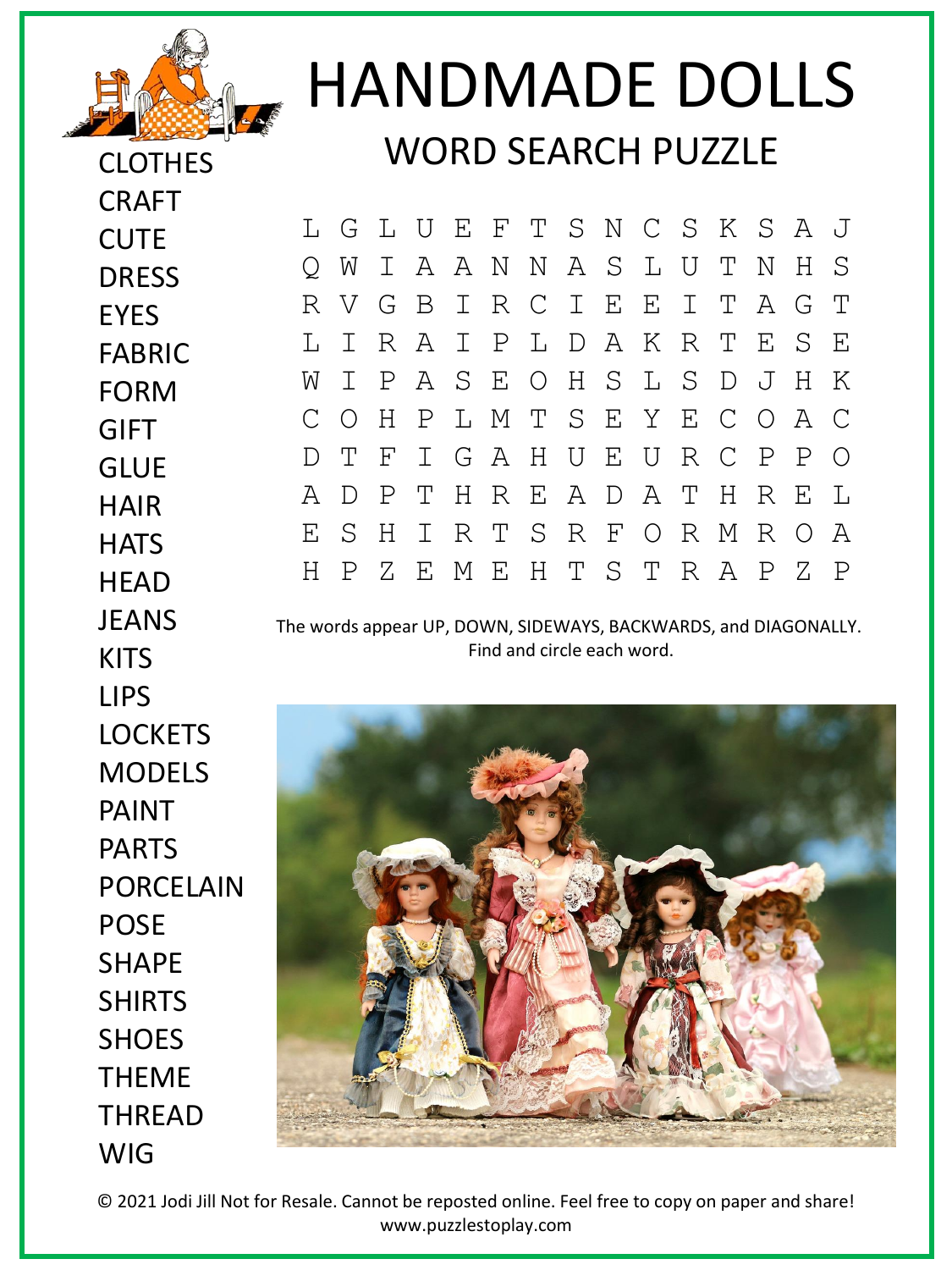# HANDMADE DOLLS

## WORD SEARCH PUZZLE

- CLOTHES
- CRAFT
- CUTE
- DRESS
- EYES
- FABRIC
- FORM
- GIFT
- GLUE
- HAIR
- HATS
- HEAD
- JEANS
- KITS
- LIPS
- LOCKETS
- MODELS
- PAINT
- PARTS
- PORCELAIN
- POSE
- SHAPE
- SHIRTS
- SHOES
- THEME
- THREAD
- WIG

```
L G L U E F T S N C S K S A J
Q W I A A N N A S L U T N H S
R V G B I R C I E E I T A G T
L I R A I P L D A K R T E S E
W I P A S E O H S L S D J H K
C O H P L M T S E Y E C O A C
D T F I G A H U E U R C P P O
A D P T H R E A D A T H R E L
E S H I R T S R F O R M R O A
H P Z E M E H T S T R A P Z P
```

The words appear UP, DOWN, SIDEWAYS, BACKWARDS, and DIAGONALLY.
Find and circle each word.

© 2021 Jodi Jill Not for Resale. Cannot be reposted online. Feel free to copy on paper and share!
www.puzzlestoplay.com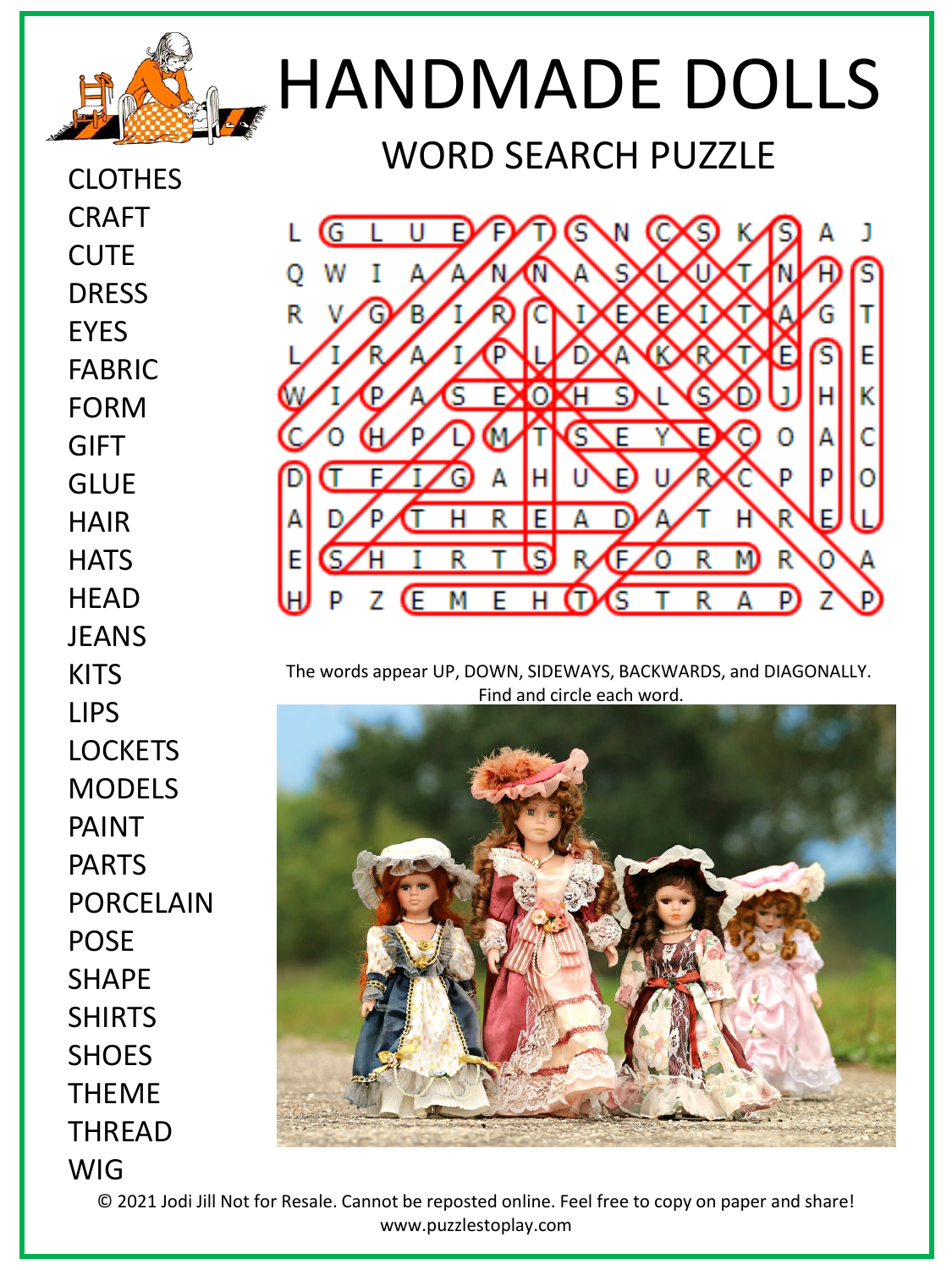# HANDMADE DOLLS

## WORD SEARCH PUZZLE

CLOTHES
CRAFT
CUTE
DRESS
EYES
FABRIC
FORM
GIFT
GLUE
HAIR
HATS
HEAD
JEANS
KITS
LIPS
LOCKETS
MODELS
PAINT
PARTS
PORCELAIN
POSE
SHAPE
SHIRTS
SHOES
THEME
THREAD
WIG

| | | | | | | | | | | | | | |
|---|---|---|---|---|---|---|---|---|---|---|---|---|---|
| L | G | L | U | E | F | T | S | N | C | S | K | S | A | J |
| Q | W | I | A | A | N | N | A | S | L | U | T | N | H | S |
| R | V | G | B | I | R | C | I | E | E | I | T | A | G | T |
| L | I | R | A | I | P | L | D | A | K | R | T | E | S | E |
| W | I | P | A | S | E | O | H | S | L | S | D | J | H | K |
| C | O | H | P | L | M | T | S | E | Y | E | C | O | A | C |
| D | T | F | I | G | A | H | U | E | U | R | C | P | P | O |
| A | D | P | T | H | R | E | A | D | A | T | H | R | E | L |
| E | S | H | I | R | T | S | R | F | O | R | M | R | O | A |
| H | P | Z | E | M | E | H | T | S | T | R | A | P | Z | P |

The words appear UP, DOWN, SIDEWAYS, BACKWARDS, and DIAGONALLY.
Find and circle each word.

© 2021 Jodi Jill Not for Resale. Cannot be reposted online. Feel free to copy on paper and share!
www.puzzlestoplay.com